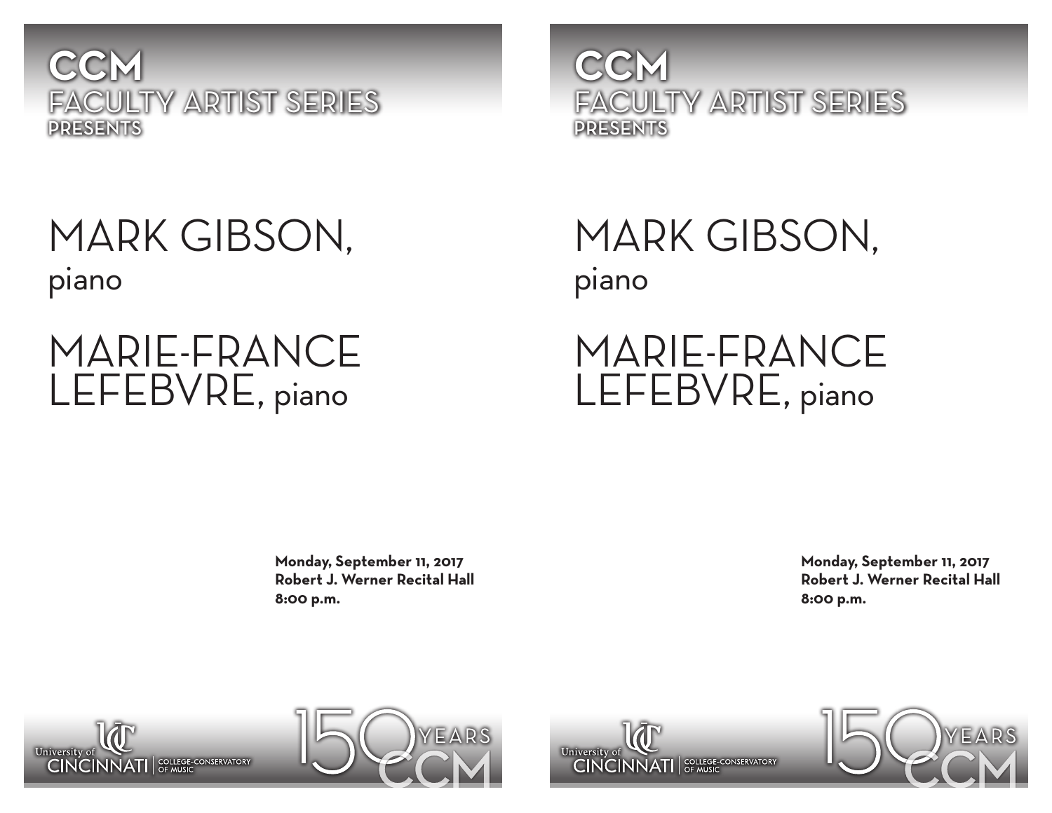# CCM

## FACULTY ARTIST SERIES

PRESENTS

# MARK GIBSON, piano

# MARIE-FRANCE LEFEBVRE, piano

**Monday, September 11, 2017**
**Robert J. Werner Recital Hall**
**8:00 p.m.**

University of CINCINNATI | COLLEGE-CONSERVATORY OF MUSIC

150 YEARS CCM

# CCM

## FACULTY ARTIST SERIES

PRESENTS

# MARK GIBSON, piano

# MARIE-FRANCE LEFEBVRE, piano

**Monday, September 11, 2017**
**Robert J. Werner Recital Hall**
**8:00 p.m.**

University of CINCINNATI | COLLEGE-CONSERVATORY OF MUSIC

150 YEARS CCM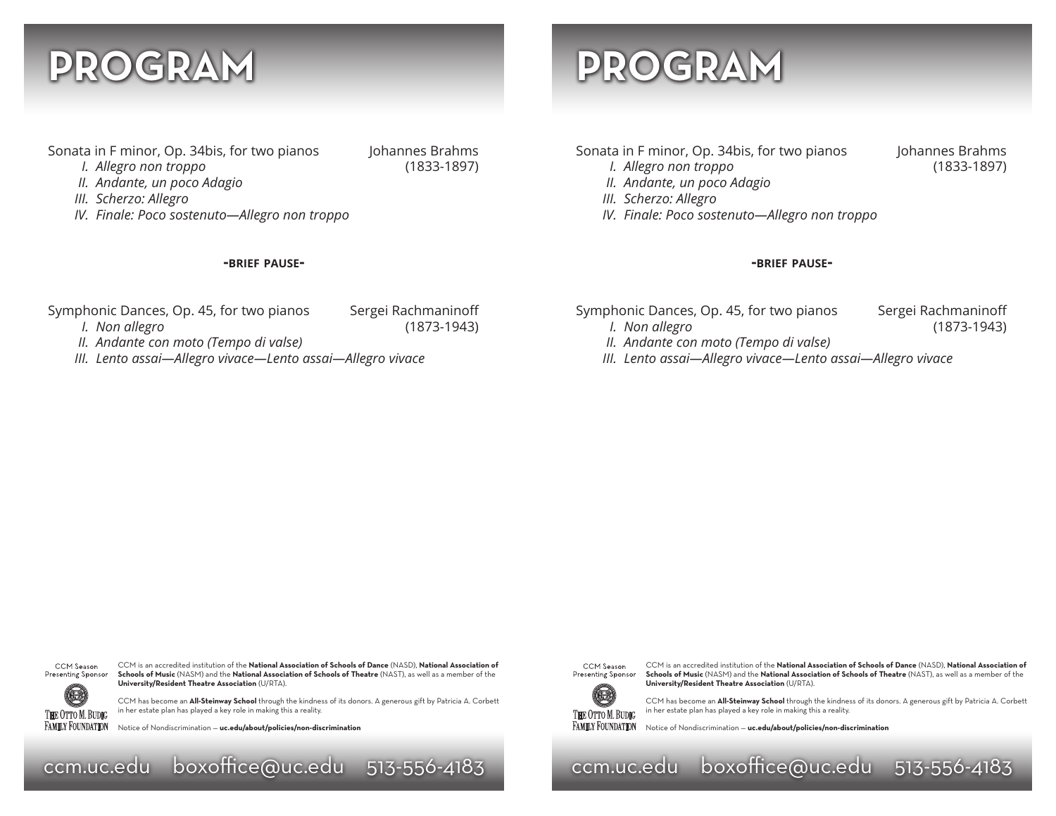# PROGRAM

Sonata in F minor, Op. 34bis, for two pianos — Johannes Brahms (1833-1897)

- *I. Allegro non troppo*
- *II. Andante, un poco Adagio*
- *III. Scherzo: Allegro*
- *IV. Finale: Poco sostenuto—Allegro non troppo*

**-BRIEF PAUSE-**

Symphonic Dances, Op. 45, for two pianos — Sergei Rachmaninoff (1873-1943)

- *I. Non allegro*
- *II. Andante con moto (Tempo di valse)*
- *III. Lento assai—Allegro vivace—Lento assai—Allegro vivace*

CCM Season Presenting Sponsor

The Otto M. Budig Family Foundation

CCM is an accredited institution of the **National Association of Schools of Dance** (NASD), **National Association of Schools of Music** (NASM) and the **National Association of Schools of Theatre** (NAST), as well as a member of the **University/Resident Theatre Association** (U/RTA).

CCM has become an **All-Steinway School** through the kindness of its donors. A generous gift by Patricia A. Corbett in her estate plan has played a key role in making this a reality.

Notice of Nondiscrimination — **uc.edu/about/policies/non-discrimination**

ccm.uc.edu boxoffice@uc.edu 513-556-4183

# PROGRAM

Sonata in F minor, Op. 34bis, for two pianos — Johannes Brahms (1833-1897)

- *I. Allegro non troppo*
- *II. Andante, un poco Adagio*
- *III. Scherzo: Allegro*
- *IV. Finale: Poco sostenuto—Allegro non troppo*

**-BRIEF PAUSE-**

Symphonic Dances, Op. 45, for two pianos — Sergei Rachmaninoff (1873-1943)

- *I. Non allegro*
- *II. Andante con moto (Tempo di valse)*
- *III. Lento assai—Allegro vivace—Lento assai—Allegro vivace*

CCM Season Presenting Sponsor

The Otto M. Budig Family Foundation

CCM is an accredited institution of the **National Association of Schools of Dance** (NASD), **National Association of Schools of Music** (NASM) and the **National Association of Schools of Theatre** (NAST), as well as a member of the **University/Resident Theatre Association** (U/RTA).

CCM has become an **All-Steinway School** through the kindness of its donors. A generous gift by Patricia A. Corbett in her estate plan has played a key role in making this a reality.

Notice of Nondiscrimination — **uc.edu/about/policies/non-discrimination**

ccm.uc.edu boxoffice@uc.edu 513-556-4183